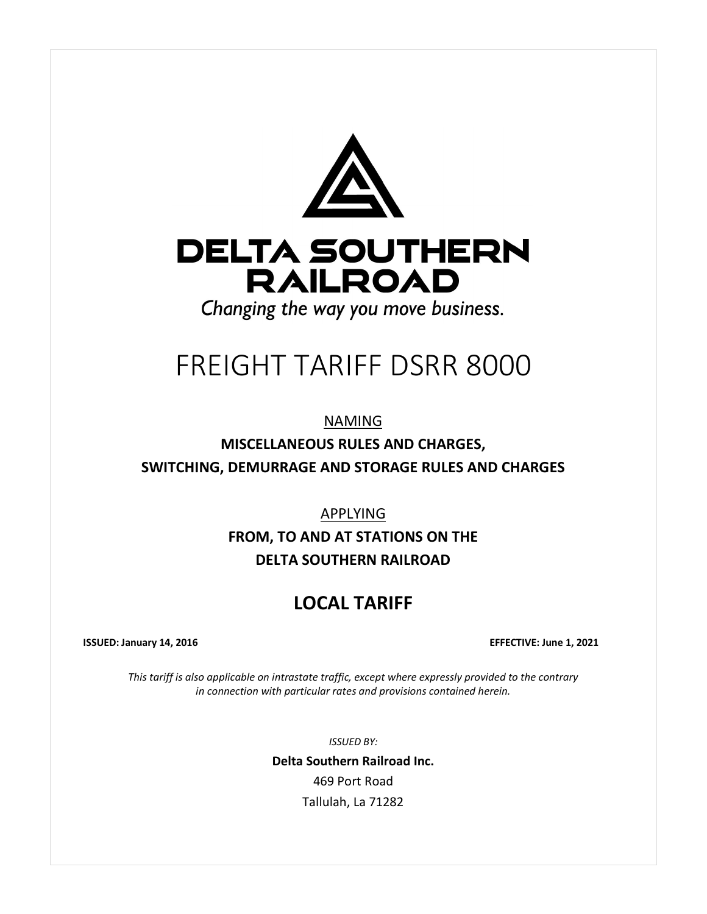# DELTA SOUTHERN RAILROAD

*Changing the way you move business.*

# FREIGHT TARIFF DSRR 8000

NAMING

**MISCELLANEOUS RULES AND CHARGES,**
**SWITCHING, DEMURRAGE AND STORAGE RULES AND CHARGES**

APPLYING

**FROM, TO AND AT STATIONS ON THE**
**DELTA SOUTHERN RAILROAD**

## LOCAL TARIFF

**ISSUED: January 14, 2016** **EFFECTIVE: June 1, 2021**

*This tariff is also applicable on intrastate traffic, except where expressly provided to the contrary in connection with particular rates and provisions contained herein.*

*ISSUED BY:*

**Delta Southern Railroad Inc.**
469 Port Road
Tallulah, La 71282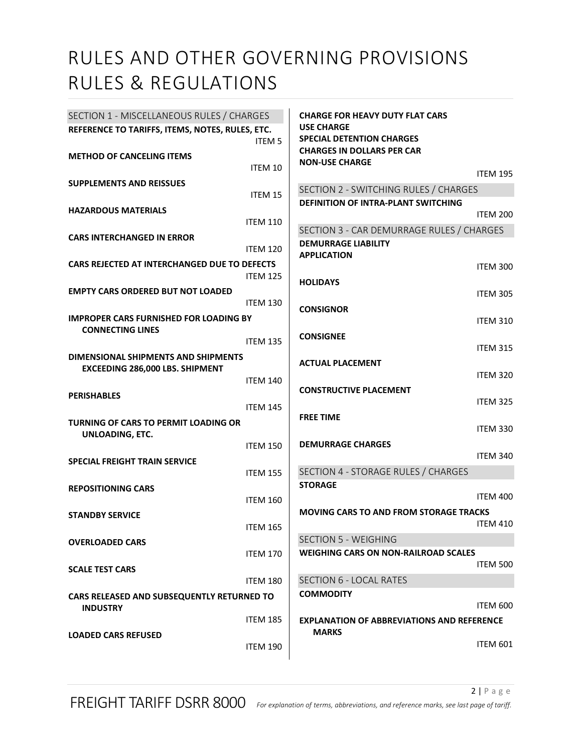# RULES AND OTHER GOVERNING PROVISIONS RULES & REGULATIONS

## SECTION 1 - MISCELLANEOUS RULES / CHARGES

**REFERENCE TO TARIFFS, ITEMS, NOTES, RULES, ETC.** ITEM 5

**METHOD OF CANCELING ITEMS** ITEM 10

**SUPPLEMENTS AND REISSUES** ITEM 15

**HAZARDOUS MATERIALS** ITEM 110

**CARS INTERCHANGED IN ERROR** ITEM 120

**CARS REJECTED AT INTERCHANGED DUE TO DEFECTS** ITEM 125

**EMPTY CARS ORDERED BUT NOT LOADED** ITEM 130

**IMPROPER CARS FURNISHED FOR LOADING BY CONNECTING LINES** ITEM 135

**DIMENSIONAL SHIPMENTS AND SHIPMENTS EXCEEDING 286,000 LBS. SHIPMENT** ITEM 140

**PERISHABLES** ITEM 145

**TURNING OF CARS TO PERMIT LOADING OR UNLOADING, ETC.** ITEM 150

**SPECIAL FREIGHT TRAIN SERVICE** ITEM 155

**REPOSITIONING CARS** ITEM 160

**STANDBY SERVICE** ITEM 165

**OVERLOADED CARS** ITEM 170

**SCALE TEST CARS** ITEM 180

**CARS RELEASED AND SUBSEQUENTLY RETURNED TO INDUSTRY** ITEM 185

**LOADED CARS REFUSED** ITEM 190

**CHARGE FOR HEAVY DUTY FLAT CARS**
**USE CHARGE**
**SPECIAL DETENTION CHARGES**
**CHARGES IN DOLLARS PER CAR**
**NON-USE CHARGE** ITEM 195

## SECTION 2 - SWITCHING RULES / CHARGES

**DEFINITION OF INTRA-PLANT SWITCHING** ITEM 200

## SECTION 3 - CAR DEMURRAGE RULES / CHARGES

**DEMURRAGE LIABILITY APPLICATION** ITEM 300

**HOLIDAYS** ITEM 305

**CONSIGNOR** ITEM 310

**CONSIGNEE** ITEM 315

**ACTUAL PLACEMENT** ITEM 320

**CONSTRUCTIVE PLACEMENT** ITEM 325

**FREE TIME** ITEM 330

**DEMURRAGE CHARGES** ITEM 340

## SECTION 4 - STORAGE RULES / CHARGES

**STORAGE** ITEM 400

**MOVING CARS TO AND FROM STORAGE TRACKS** ITEM 410

## SECTION 5 - WEIGHING

**WEIGHING CARS ON NON-RAILROAD SCALES** ITEM 500

## SECTION 6 - LOCAL RATES

**COMMODITY** ITEM 600

**EXPLANATION OF ABBREVIATIONS AND REFERENCE MARKS** ITEM 601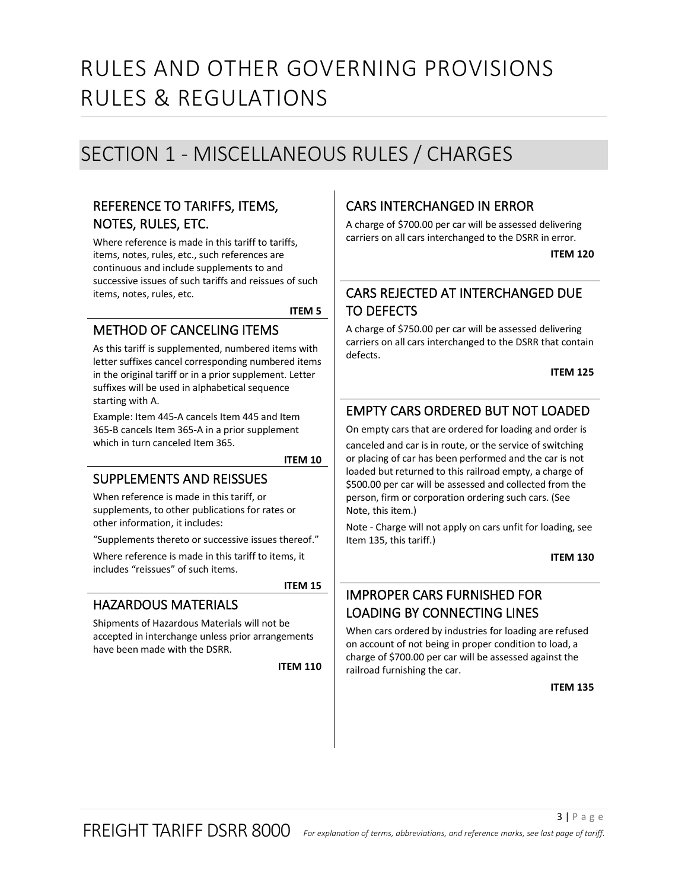# RULES AND OTHER GOVERNING PROVISIONS RULES & REGULATIONS

## SECTION 1 - MISCELLANEOUS RULES / CHARGES

### REFERENCE TO TARIFFS, ITEMS, NOTES, RULES, ETC.

Where reference is made in this tariff to tariffs, items, notes, rules, etc., such references are continuous and include supplements to and successive issues of such tariffs and reissues of such items, notes, rules, etc.

**ITEM 5**

### METHOD OF CANCELING ITEMS

As this tariff is supplemented, numbered items with letter suffixes cancel corresponding numbered items in the original tariff or in a prior supplement. Letter suffixes will be used in alphabetical sequence starting with A.

Example: Item 445-A cancels Item 445 and Item 365-B cancels Item 365-A in a prior supplement which in turn canceled Item 365.

**ITEM 10**

### SUPPLEMENTS AND REISSUES

When reference is made in this tariff, or supplements, to other publications for rates or other information, it includes:

"Supplements thereto or successive issues thereof."

Where reference is made in this tariff to items, it includes "reissues" of such items.

**ITEM 15**

### HAZARDOUS MATERIALS

Shipments of Hazardous Materials will not be accepted in interchange unless prior arrangements have been made with the DSRR.

**ITEM 110**

### CARS INTERCHANGED IN ERROR

A charge of $700.00 per car will be assessed delivering carriers on all cars interchanged to the DSRR in error.

**ITEM 120**

### CARS REJECTED AT INTERCHANGED DUE TO DEFECTS

A charge of $750.00 per car will be assessed delivering carriers on all cars interchanged to the DSRR that contain defects.

**ITEM 125**

### EMPTY CARS ORDERED BUT NOT LOADED

On empty cars that are ordered for loading and order is canceled and car is in route, or the service of switching or placing of car has been performed and the car is not loaded but returned to this railroad empty, a charge of $500.00 per car will be assessed and collected from the person, firm or corporation ordering such cars. (See Note, this item.)

Note - Charge will not apply on cars unfit for loading, see Item 135, this tariff.)

**ITEM 130**

### IMPROPER CARS FURNISHED FOR LOADING BY CONNECTING LINES

When cars ordered by industries for loading are refused on account of not being in proper condition to load, a charge of $700.00 per car will be assessed against the railroad furnishing the car.

**ITEM 135**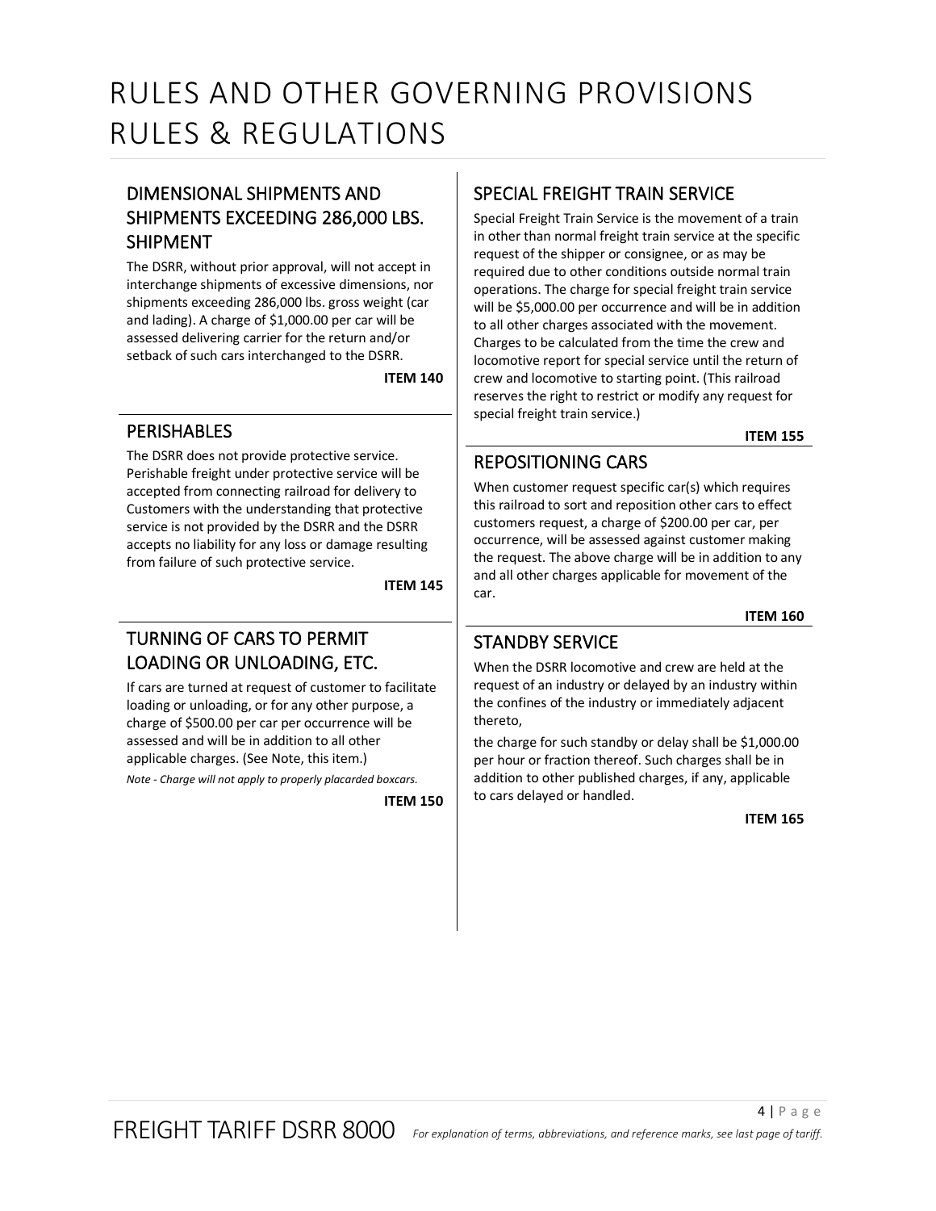# RULES AND OTHER GOVERNING PROVISIONS RULES & REGULATIONS

## DIMENSIONAL SHIPMENTS AND SHIPMENTS EXCEEDING 286,000 LBS. SHIPMENT

The DSRR, without prior approval, will not accept in interchange shipments of excessive dimensions, nor shipments exceeding 286,000 lbs. gross weight (car and lading). A charge of $1,000.00 per car will be assessed delivering carrier for the return and/or setback of such cars interchanged to the DSRR.

**ITEM 140**

## PERISHABLES

The DSRR does not provide protective service. Perishable freight under protective service will be accepted from connecting railroad for delivery to Customers with the understanding that protective service is not provided by the DSRR and the DSRR accepts no liability for any loss or damage resulting from failure of such protective service.

**ITEM 145**

## TURNING OF CARS TO PERMIT LOADING OR UNLOADING, ETC.

If cars are turned at request of customer to facilitate loading or unloading, or for any other purpose, a charge of $500.00 per car per occurrence will be assessed and will be in addition to all other applicable charges. (See Note, this item.)

*Note - Charge will not apply to properly placarded boxcars.*

**ITEM 150**

## SPECIAL FREIGHT TRAIN SERVICE

Special Freight Train Service is the movement of a train in other than normal freight train service at the specific request of the shipper or consignee, or as may be required due to other conditions outside normal train operations. The charge for special freight train service will be $5,000.00 per occurrence and will be in addition to all other charges associated with the movement. Charges to be calculated from the time the crew and locomotive report for special service until the return of crew and locomotive to starting point. (This railroad reserves the right to restrict or modify any request for special freight train service.)

**ITEM 155**

## REPOSITIONING CARS

When customer request specific car(s) which requires this railroad to sort and reposition other cars to effect customers request, a charge of $200.00 per car, per occurrence, will be assessed against customer making the request. The above charge will be in addition to any and all other charges applicable for movement of the car.

**ITEM 160**

## STANDBY SERVICE

When the DSRR locomotive and crew are held at the request of an industry or delayed by an industry within the confines of the industry or immediately adjacent thereto,

the charge for such standby or delay shall be $1,000.00 per hour or fraction thereof. Such charges shall be in addition to other published charges, if any, applicable to cars delayed or handled.

**ITEM 165**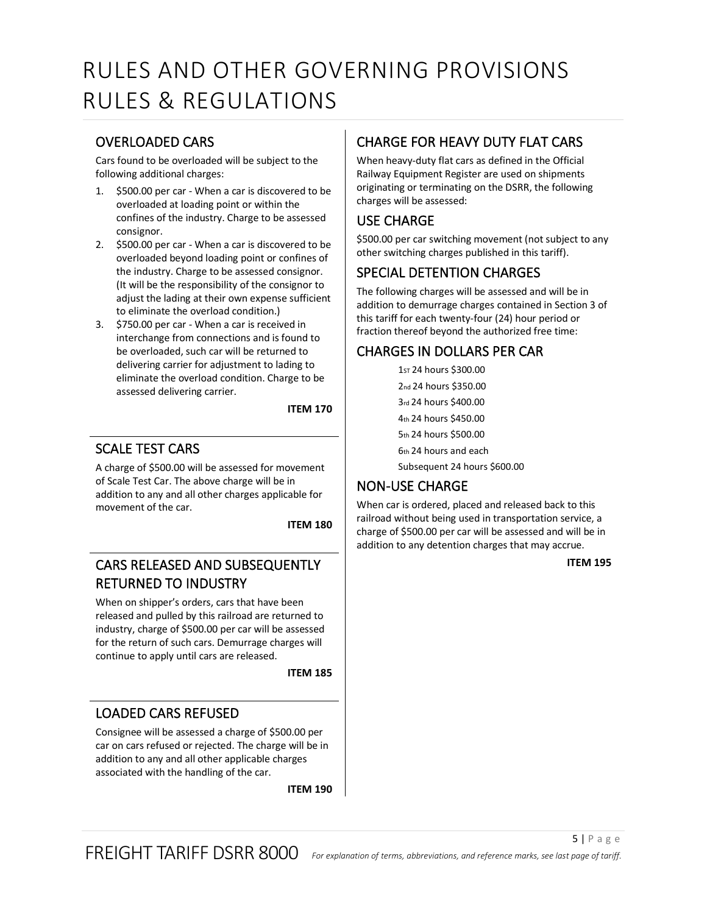# RULES AND OTHER GOVERNING PROVISIONS RULES & REGULATIONS

## OVERLOADED CARS

Cars found to be overloaded will be subject to the following additional charges:

1. $500.00 per car - When a car is discovered to be overloaded at loading point or within the confines of the industry. Charge to be assessed consignor.
2. $500.00 per car - When a car is discovered to be overloaded beyond loading point or confines of the industry. Charge to be assessed consignor. (It will be the responsibility of the consignor to adjust the lading at their own expense sufficient to eliminate the overload condition.)
3. $750.00 per car - When a car is received in interchange from connections and is found to be overloaded, such car will be returned to delivering carrier for adjustment to lading to eliminate the overload condition. Charge to be assessed delivering carrier.

**ITEM 170**

## SCALE TEST CARS

A charge of $500.00 will be assessed for movement of Scale Test Car. The above charge will be in addition to any and all other charges applicable for movement of the car.

**ITEM 180**

## CARS RELEASED AND SUBSEQUENTLY RETURNED TO INDUSTRY

When on shipper's orders, cars that have been released and pulled by this railroad are returned to industry, charge of $500.00 per car will be assessed for the return of such cars. Demurrage charges will continue to apply until cars are released.

**ITEM 185**

## LOADED CARS REFUSED

Consignee will be assessed a charge of $500.00 per car on cars refused or rejected. The charge will be in addition to any and all other applicable charges associated with the handling of the car.

**ITEM 190**

## CHARGE FOR HEAVY DUTY FLAT CARS

When heavy-duty flat cars as defined in the Official Railway Equipment Register are used on shipments originating or terminating on the DSRR, the following charges will be assessed:

## USE CHARGE

$500.00 per car switching movement (not subject to any other switching charges published in this tariff).

## SPECIAL DETENTION CHARGES

The following charges will be assessed and will be in addition to demurrage charges contained in Section 3 of this tariff for each twenty-four (24) hour period or fraction thereof beyond the authorized free time:

## CHARGES IN DOLLARS PER CAR

1ST 24 hours $300.00
2nd 24 hours $350.00
3rd 24 hours $400.00
4th 24 hours $450.00
5th 24 hours $500.00
6th 24 hours and each
Subsequent 24 hours $600.00

## NON-USE CHARGE

When car is ordered, placed and released back to this railroad without being used in transportation service, a charge of $500.00 per car will be assessed and will be in addition to any detention charges that may accrue.

**ITEM 195**

FREIGHT TARIFF DSRR 8000 *For explanation of terms, abbreviations, and reference marks, see last page of tariff.*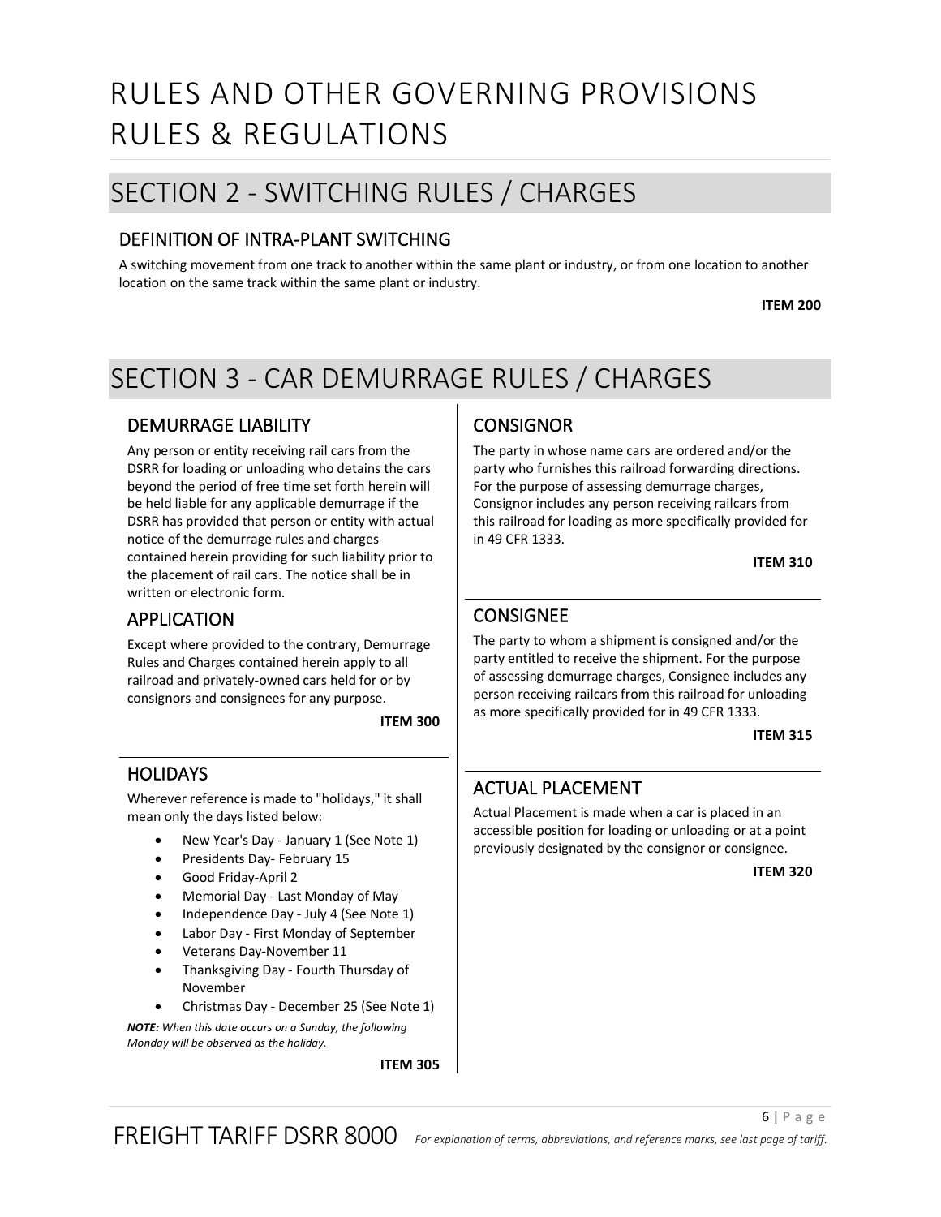# RULES AND OTHER GOVERNING PROVISIONS RULES & REGULATIONS

## SECTION 2 - SWITCHING RULES / CHARGES

### DEFINITION OF INTRA-PLANT SWITCHING

A switching movement from one track to another within the same plant or industry, or from one location to another location on the same track within the same plant or industry.

**ITEM 200**

## SECTION 3 - CAR DEMURRAGE RULES / CHARGES

### DEMURRAGE LIABILITY

Any person or entity receiving rail cars from the DSRR for loading or unloading who detains the cars beyond the period of free time set forth herein will be held liable for any applicable demurrage if the DSRR has provided that person or entity with actual notice of the demurrage rules and charges contained herein providing for such liability prior to the placement of rail cars. The notice shall be in written or electronic form.

### APPLICATION

Except where provided to the contrary, Demurrage Rules and Charges contained herein apply to all railroad and privately-owned cars held for or by consignors and consignees for any purpose.

**ITEM 300**

### HOLIDAYS

Wherever reference is made to "holidays," it shall mean only the days listed below:

- New Year's Day - January 1 (See Note 1)
- Presidents Day- February 15
- Good Friday-April 2
- Memorial Day - Last Monday of May
- Independence Day - July 4 (See Note 1)
- Labor Day - First Monday of September
- Veterans Day-November 11
- Thanksgiving Day - Fourth Thursday of November
- Christmas Day - December 25 (See Note 1)

***NOTE:** When this date occurs on a Sunday, the following Monday will be observed as the holiday.*

**ITEM 305**

### CONSIGNOR

The party in whose name cars are ordered and/or the party who furnishes this railroad forwarding directions. For the purpose of assessing demurrage charges, Consignor includes any person receiving railcars from this railroad for loading as more specifically provided for in 49 CFR 1333.

**ITEM 310**

### CONSIGNEE

The party to whom a shipment is consigned and/or the party entitled to receive the shipment. For the purpose of assessing demurrage charges, Consignee includes any person receiving railcars from this railroad for unloading as more specifically provided for in 49 CFR 1333.

**ITEM 315**

### ACTUAL PLACEMENT

Actual Placement is made when a car is placed in an accessible position for loading or unloading or at a point previously designated by the consignor or consignee.

**ITEM 320**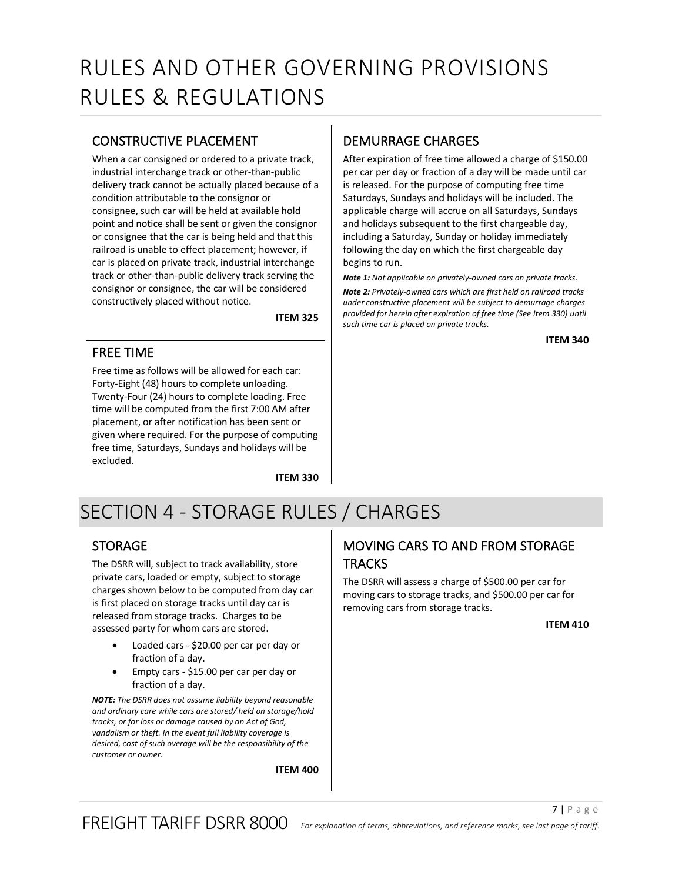# RULES AND OTHER GOVERNING PROVISIONS RULES & REGULATIONS

## CONSTRUCTIVE PLACEMENT

When a car consigned or ordered to a private track, industrial interchange track or other-than-public delivery track cannot be actually placed because of a condition attributable to the consignor or consignee, such car will be held at available hold point and notice shall be sent or given the consignor or consignee that the car is being held and that this railroad is unable to effect placement; however, if car is placed on private track, industrial interchange track or other-than-public delivery track serving the consignor or consignee, the car will be considered constructively placed without notice.

**ITEM 325**

## FREE TIME

Free time as follows will be allowed for each car: Forty-Eight (48) hours to complete unloading. Twenty-Four (24) hours to complete loading. Free time will be computed from the first 7:00 AM after placement, or after notification has been sent or given where required. For the purpose of computing free time, Saturdays, Sundays and holidays will be excluded.

**ITEM 330**

## DEMURRAGE CHARGES

After expiration of free time allowed a charge of $150.00 per car per day or fraction of a day will be made until car is released. For the purpose of computing free time Saturdays, Sundays and holidays will be included. The applicable charge will accrue on all Saturdays, Sundays and holidays subsequent to the first chargeable day, including a Saturday, Sunday or holiday immediately following the day on which the first chargeable day begins to run.

***Note 1:*** *Not applicable on privately-owned cars on private tracks.*

***Note 2:*** *Privately-owned cars which are first held on railroad tracks under constructive placement will be subject to demurrage charges provided for herein after expiration of free time (See Item 330) until such time car is placed on private tracks.*

**ITEM 340**

# SECTION 4 - STORAGE RULES / CHARGES

## STORAGE

The DSRR will, subject to track availability, store private cars, loaded or empty, subject to storage charges shown below to be computed from day car is first placed on storage tracks until day car is released from storage tracks. Charges to be assessed party for whom cars are stored.

- Loaded cars - $20.00 per car per day or fraction of a day.
- Empty cars - $15.00 per car per day or fraction of a day.

***NOTE:*** *The DSRR does not assume liability beyond reasonable and ordinary care while cars are stored/ held on storage/hold tracks, or for loss or damage caused by an Act of God, vandalism or theft. In the event full liability coverage is desired, cost of such overage will be the responsibility of the customer or owner.*

**ITEM 400**

## MOVING CARS TO AND FROM STORAGE TRACKS

The DSRR will assess a charge of $500.00 per car for moving cars to storage tracks, and $500.00 per car for removing cars from storage tracks.

**ITEM 410**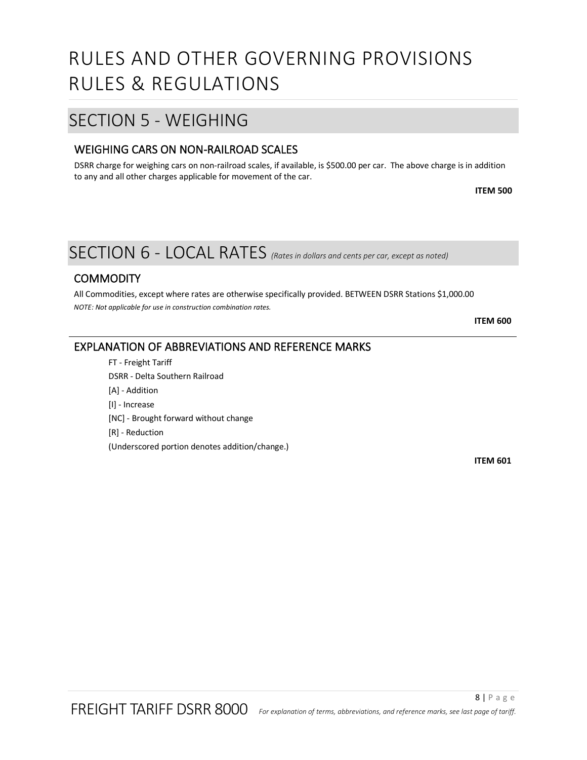# RULES AND OTHER GOVERNING PROVISIONS RULES & REGULATIONS

## SECTION 5 - WEIGHING

### WEIGHING CARS ON NON-RAILROAD SCALES

DSRR charge for weighing cars on non-railroad scales, if available, is $500.00 per car. The above charge is in addition to any and all other charges applicable for movement of the car.

**ITEM 500**

## SECTION 6 - LOCAL RATES *(Rates in dollars and cents per car, except as noted)*

### COMMODITY

All Commodities, except where rates are otherwise specifically provided. BETWEEN DSRR Stations $1,000.00

*NOTE: Not applicable for use in construction combination rates.*

**ITEM 600**

### EXPLANATION OF ABBREVIATIONS AND REFERENCE MARKS

FT - Freight Tariff

DSRR - Delta Southern Railroad

[A] - Addition

[I] - Increase

[NC] - Brought forward without change

[R] - Reduction

(Underscored portion denotes addition/change.)

**ITEM 601**